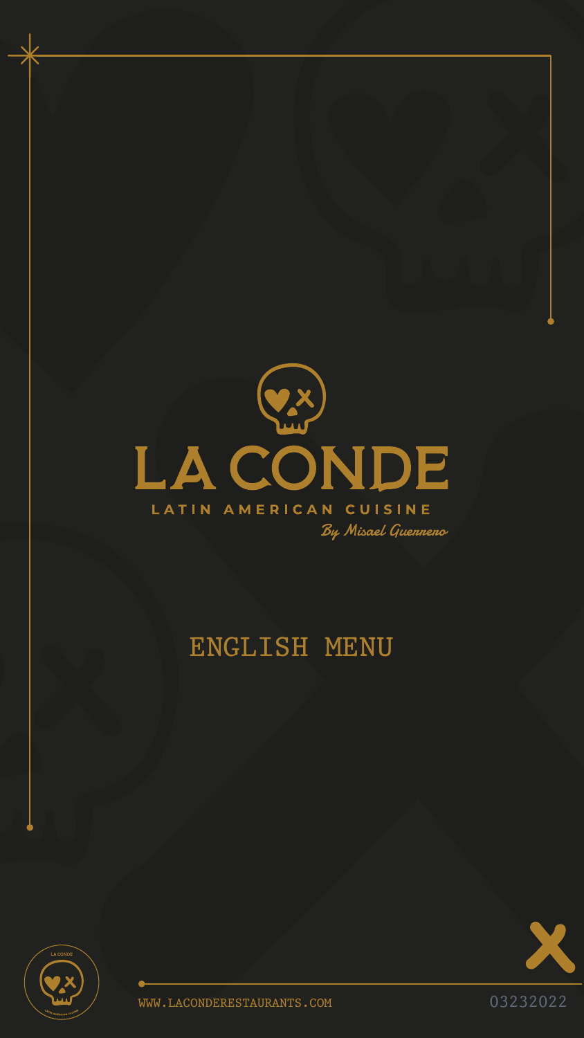# LA CONDE

LATIN AMERICAN CUISINE

*By Misael Guerrero*

## ENGLISH MENU

WWW.LACONDERESTAURANTS.COM

03232022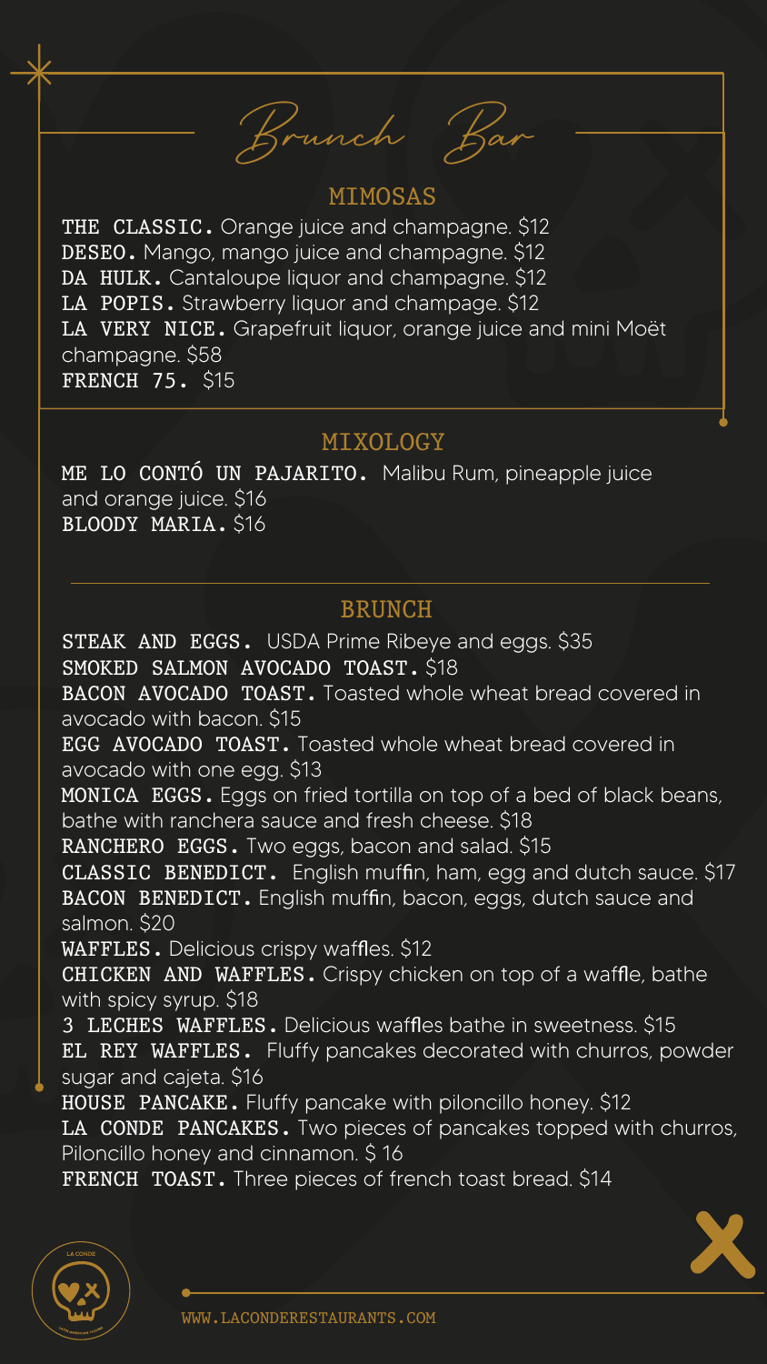# Brunch Bar

## MIMOSAS

**THE CLASSIC.** Orange juice and champagne. $12
**DESEO.** Mango, mango juice and champagne. $12
**DA HULK.** Cantaloupe liquor and champagne. $12
**LA POPIS.** Strawberry liquor and champage. $12
**LA VERY NICE.** Grapefruit liquor, orange juice and mini Moët champagne. $58
**FRENCH 75.** $15

## MIXOLOGY

**ME LO CONTÓ UN PAJARITO.** Malibu Rum, pineapple juice and orange juice. $16
**BLOODY MARIA.** $16

## BRUNCH

**STEAK AND EGGS.** USDA Prime Ribeye and eggs. $35
**SMOKED SALMON AVOCADO TOAST.** $18
**BACON AVOCADO TOAST.** Toasted whole wheat bread covered in avocado with bacon. $15
**EGG AVOCADO TOAST.** Toasted whole wheat bread covered in avocado with one egg. $13
**MONICA EGGS.** Eggs on fried tortilla on top of a bed of black beans, bathe with ranchera sauce and fresh cheese. $18
**RANCHERO EGGS.** Two eggs, bacon and salad. $15
**CLASSIC BENEDICT.** English muffin, ham, egg and dutch sauce. $17
**BACON BENEDICT.** English muffin, bacon, eggs, dutch sauce and salmon. $20
**WAFFLES.** Delicious crispy waffles. $12
**CHICKEN AND WAFFLES.** Crispy chicken on top of a waffle, bathe with spicy syrup. $18
**3 LECHES WAFFLES.** Delicious waffles bathe in sweetness. $15
**EL REY WAFFLES.** Fluffy pancakes decorated with churros, powder sugar and cajeta. $16
**HOUSE PANCAKE.** Fluffy pancake with piloncillo honey. $12
**LA CONDE PANCAKES.** Two pieces of pancakes topped with churros, Piloncillo honey and cinnamon. $ 16
**FRENCH TOAST.** Three pieces of french toast bread. $14

WWW.LACONDERESTAURANTS.COM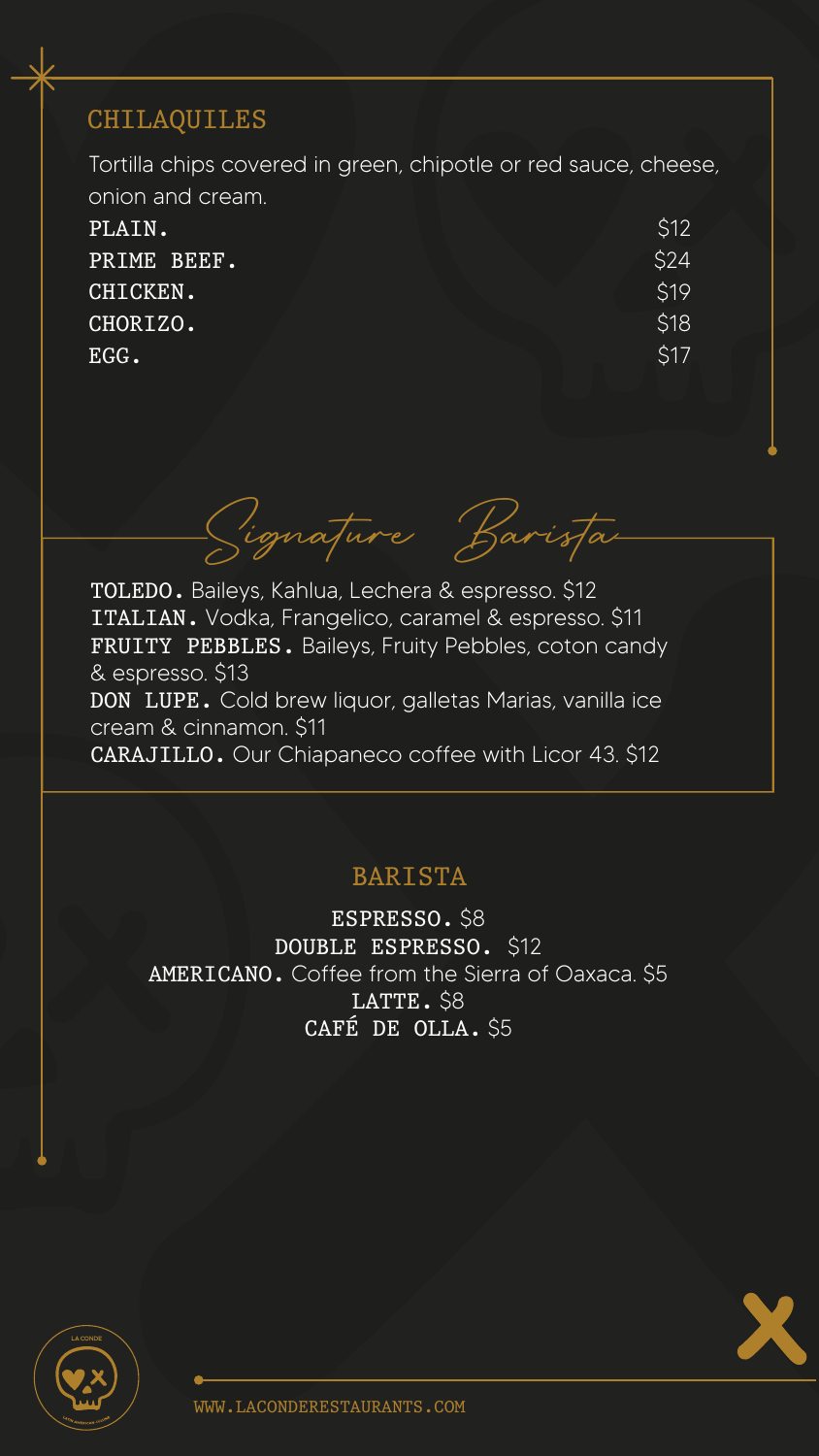## CHILAQUILES

Tortilla chips covered in green, chipotle or red sauce, cheese, onion and cream.

| Item | Price |
|---|---|
| PLAIN. | $12 |
| PRIME BEEF. | $24 |
| CHICKEN. | $19 |
| CHORIZO. | $18 |
| EGG. | $17 |

## *Signature Barista*

**TOLEDO.** Baileys, Kahlua, Lechera & espresso. $12

**ITALIAN.** Vodka, Frangelico, caramel & espresso. $11

**FRUITY PEBBLES.** Baileys, Fruity Pebbles, coton candy & espresso. $13

**DON LUPE.** Cold brew liquor, galletas Marias, vanilla ice cream & cinnamon. $11

**CARAJILLO.** Our Chiapaneco coffee with Licor 43. $12

## BARISTA

**ESPRESSO.** $8

**DOUBLE ESPRESSO.** $12

**AMERICANO.** Coffee from the Sierra of Oaxaca. $5

**LATTE.** $8

**CAFÉ DE OLLA.** $5

WWW.LACONDERESTAURANTS.COM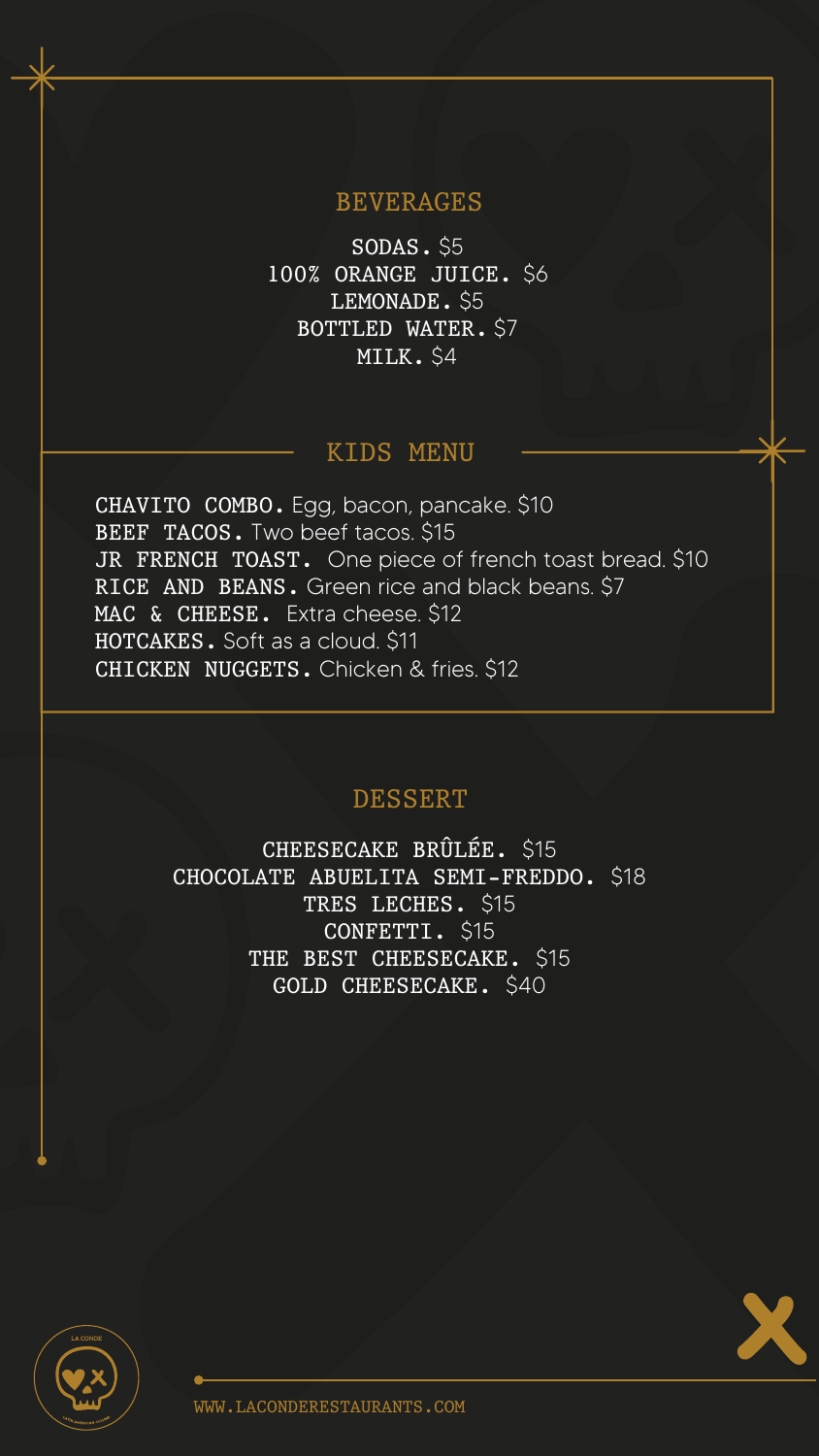## BEVERAGES

**SODAS.** $5
**100% ORANGE JUICE.** $6
**LEMONADE.** $5
**BOTTLED WATER.** $7
**MILK.** $4

## KIDS MENU

**CHAVITO COMBO.** Egg, bacon, pancake. $10
**BEEF TACOS.** Two beef tacos. $15
**JR FRENCH TOAST.** One piece of french toast bread. $10
**RICE AND BEANS.** Green rice and black beans. $7
**MAC & CHEESE.** Extra cheese. $12
**HOTCAKES.** Soft as a cloud. $11
**CHICKEN NUGGETS.** Chicken & fries. $12

## DESSERT

**CHEESECAKE BRÛLÉE.** $15
**CHOCOLATE ABUELITA SEMI-FREDDO.** $18
**TRES LECHES.** $15
**CONFETTI.** $15
**THE BEST CHEESECAKE.** $15
**GOLD CHEESECAKE.** $40

WWW.LACONDERESTAURANTS.COM